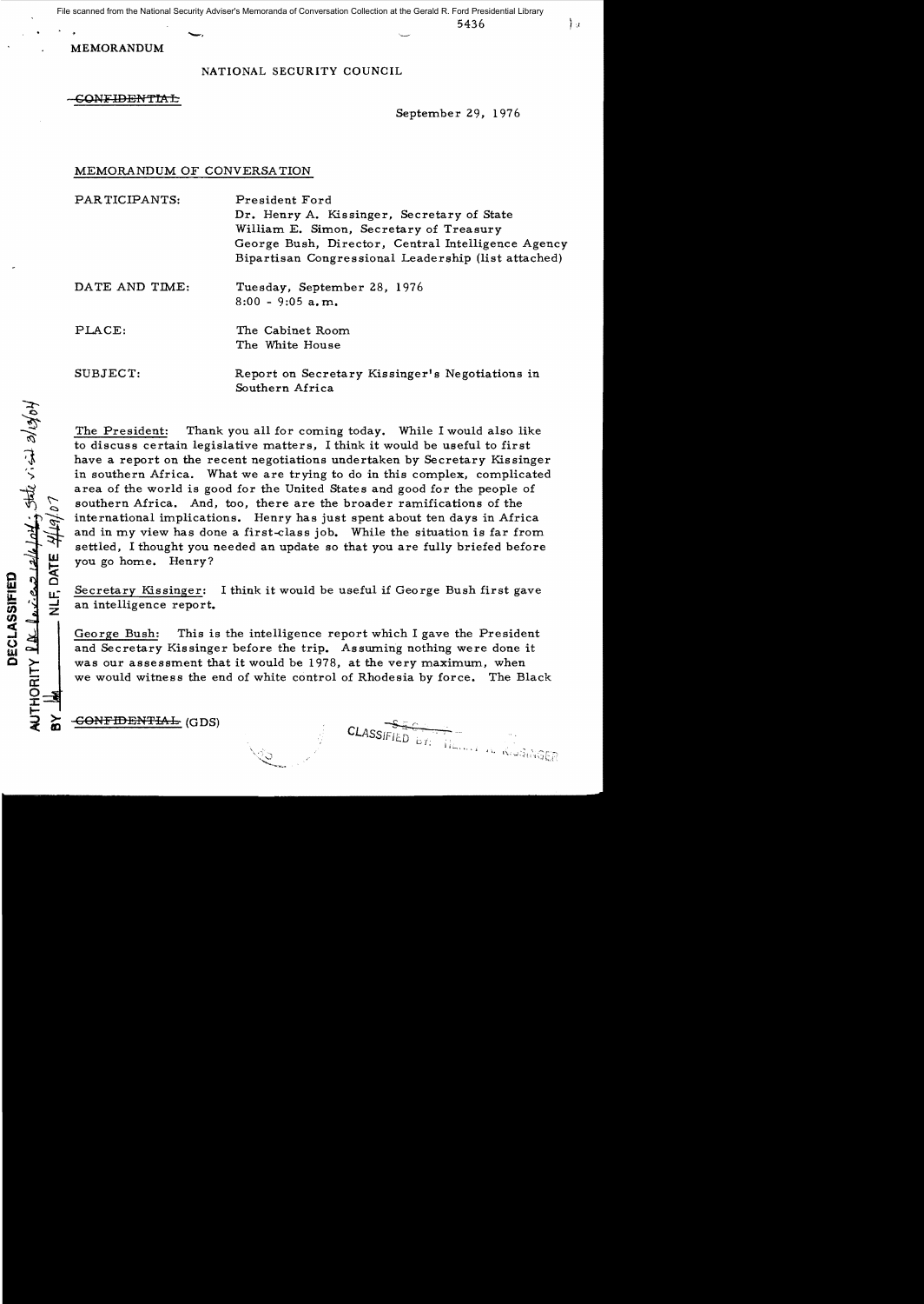File scanned from the National Security Adviser's Memoranda of Conversation Collection at the Gerald R. Ford Presidential Library

5436

MEMORANDUM

NATIONAL SECURITY COUNCIL

~~CONFIDENTIAL~~

September 29, 1976

## MEMORANDUM OF CONVERSATION

PARTICIPANTS: President Ford
Dr. Henry A. Kissinger, Secretary of State
William E. Simon, Secretary of Treasury
George Bush, Director, Central Intelligence Agency
Bipartisan Congressional Leadership (list attached)

DATE AND TIME: Tuesday, September 28, 1976
8:00 - 9:05 a.m.

PLACE: The Cabinet Room
The White House

SUBJECT: Report on Secretary Kissinger's Negotiations in Southern Africa

DECLASSIFIED
AUTHORITY RAC Review 12/4/04; State rev'd 3/13/04
BY ___ NLF, DATE 4/19/07

The President: Thank you all for coming today. While I would also like to discuss certain legislative matters, I think it would be useful to first have a report on the recent negotiations undertaken by Secretary Kissinger in southern Africa. What we are trying to do in this complex, complicated area of the world is good for the United States and good for the people of southern Africa. And, too, there are the broader ramifications of the international implications. Henry has just spent about ten days in Africa and in my view has done a first-class job. While the situation is far from settled, I thought you needed an update so that you are fully briefed before you go home. Henry?

Secretary Kissinger: I think it would be useful if George Bush first gave an intelligence report.

George Bush: This is the intelligence report which I gave the President and Secretary Kissinger before the trip. Assuming nothing were done it was our assessment that it would be 1978, at the very maximum, when we would witness the end of white control of Rhodesia by force. The Black

~~CONFIDENTIAL~~ (GDS)

CLASSIFIED BY: HENRY A. KISSINGER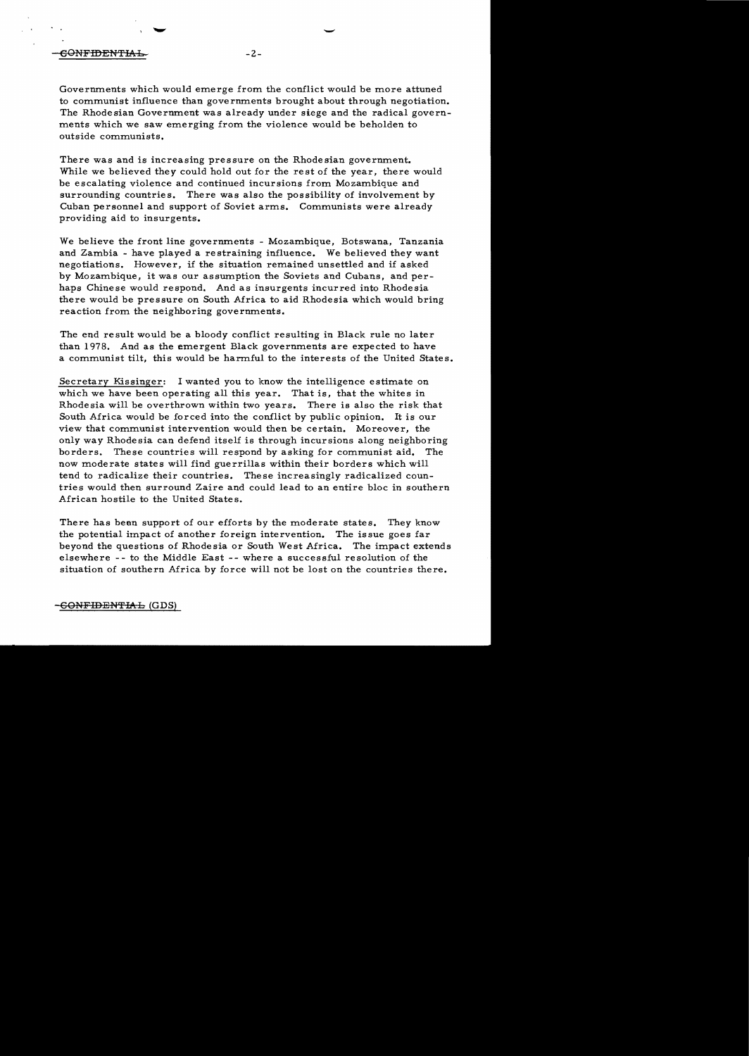Governments which would emerge from the conflict would be more attuned to communist influence than governments brought about through negotiation. The Rhodesian Government was already under siege and the radical governments which we saw emerging from the violence would be beholden to outside communists.

There was and is increasing pressure on the Rhodesian government. While we believed they could hold out for the rest of the year, there would be escalating violence and continued incursions from Mozambique and surrounding countries. There was also the possibility of involvement by Cuban personnel and support of Soviet arms. Communists were already providing aid to insurgents.

We believe the front line governments - Mozambique, Botswana, Tanzania and Zambia - have played a restraining influence. We believed they want negotiations. However, if the situation remained unsettled and if asked by Mozambique, it was our assumption the Soviets and Cubans, and perhaps Chinese would respond. And as insurgents incurred into Rhodesia there would be pressure on South Africa to aid Rhodesia which would bring reaction from the neighboring governments.

The end result would be a bloody conflict resulting in Black rule no later than 1978. And as the emergent Black governments are expected to have a communist tilt, this would be harmful to the interests of the United States.

Secretary Kissinger: I wanted you to know the intelligence estimate on which we have been operating all this year. That is, that the whites in Rhodesia will be overthrown within two years. There is also the risk that South Africa would be forced into the conflict by public opinion. It is our view that communist intervention would then be certain. Moreover, the only way Rhodesia can defend itself is through incursions along neighboring borders. These countries will respond by asking for communist aid. The now moderate states will find guerrillas within their borders which will tend to radicalize their countries. These increasingly radicalized countries would then surround Zaire and could lead to an entire bloc in southern African hostile to the United States.

There has been support of our efforts by the moderate states. They know the potential impact of another foreign intervention. The issue goes far beyond the questions of Rhodesia or South West Africa. The impact extends elsewhere -- to the Middle East -- where a successful resolution of the situation of southern Africa by force will not be lost on the countries there.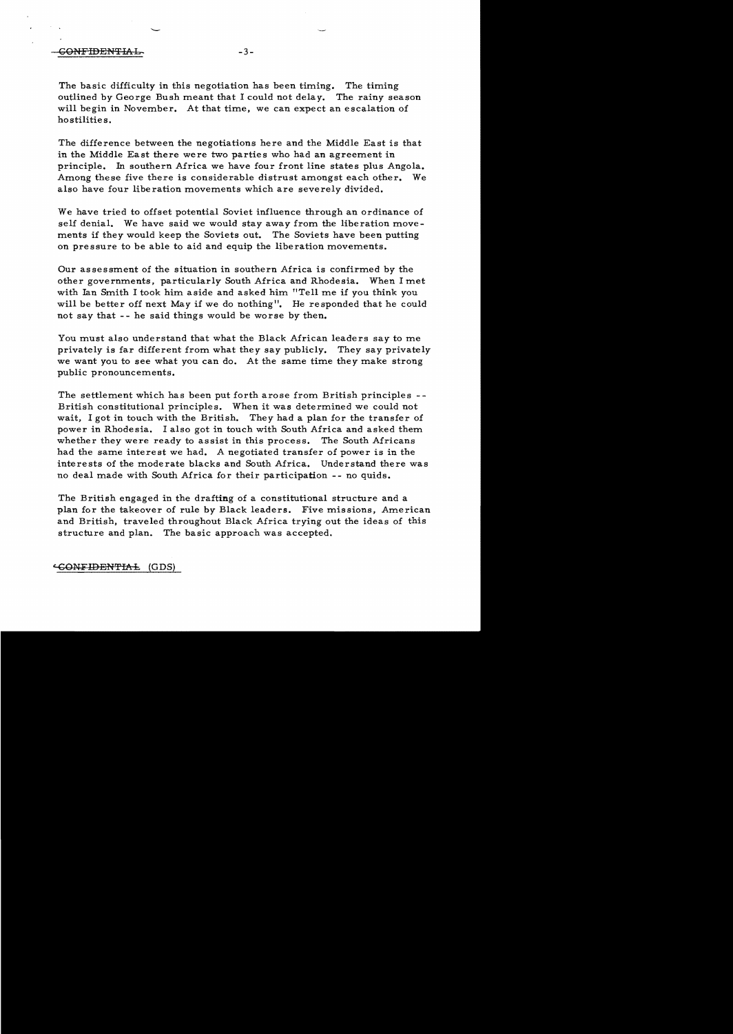The basic difficulty in this negotiation has been timing. The timing outlined by George Bush meant that I could not delay. The rainy season will begin in November. At that time, we can expect an escalation of hostilities.

The difference between the negotiations here and the Middle East is that in the Middle East there were two parties who had an agreement in principle. In southern Africa we have four front line states plus Angola. Among these five there is considerable distrust amongst each other. We also have four liberation movements which are severely divided.

We have tried to offset potential Soviet influence through an ordinance of self denial. We have said we would stay away from the liberation movements if they would keep the Soviets out. The Soviets have been putting on pressure to be able to aid and equip the liberation movements.

Our assessment of the situation in southern Africa is confirmed by the other governments, particularly South Africa and Rhodesia. When I met with Ian Smith I took him aside and asked him "Tell me if you think you will be better off next May if we do nothing". He responded that he could not say that -- he said things would be worse by then.

You must also understand that what the Black African leaders say to me privately is far different from what they say publicly. They say privately we want you to see what you can do. At the same time they make strong public pronouncements.

The settlement which has been put forth arose from British principles -- British constitutional principles. When it was determined we could not wait, I got in touch with the British. They had a plan for the transfer of power in Rhodesia. I also got in touch with South Africa and asked them whether they were ready to assist in this process. The South Africans had the same interest we had. A negotiated transfer of power is in the interests of the moderate blacks and South Africa. Understand there was no deal made with South Africa for their participation -- no quids.

The British engaged in the drafting of a constitutional structure and a plan for the takeover of rule by Black leaders. Five missions, American and British, traveled throughout Black Africa trying out the ideas of this structure and plan. The basic approach was accepted.

~~CONFIDENTIAL~~ (GDS)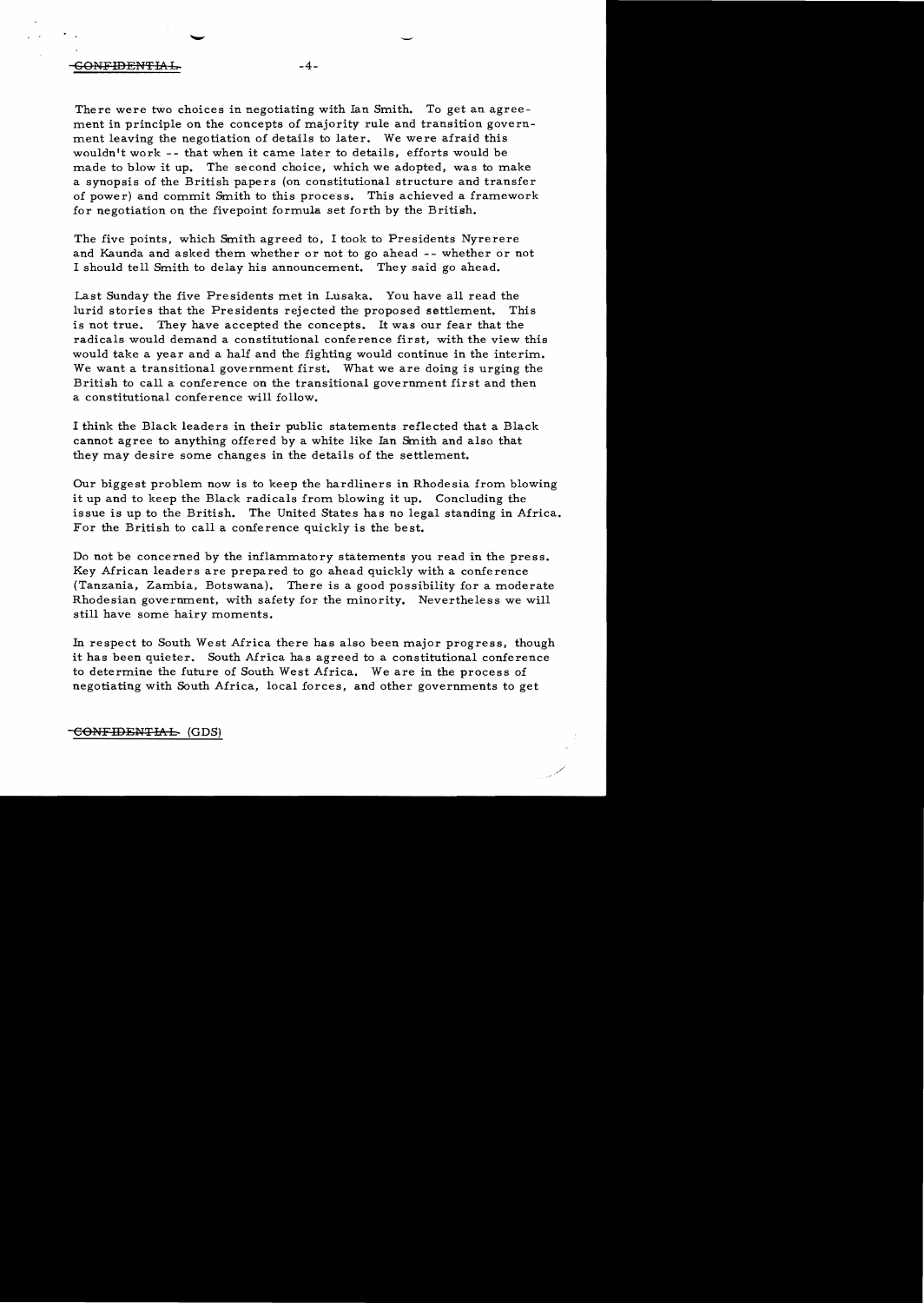There were two choices in negotiating with Ian Smith. To get an agreement in principle on the concepts of majority rule and transition government leaving the negotiation of details to later. We were afraid this wouldn't work -- that when it came later to details, efforts would be made to blow it up. The second choice, which we adopted, was to make a synopsis of the British papers (on constitutional structure and transfer of power) and commit Smith to this process. This achieved a framework for negotiation on the fivepoint formula set forth by the British.

The five points, which Smith agreed to, I took to Presidents Nyrerere and Kaunda and asked them whether or not to go ahead -- whether or not I should tell Smith to delay his announcement. They said go ahead.

Last Sunday the five Presidents met in Lusaka. You have all read the lurid stories that the Presidents rejected the proposed settlement. This is not true. They have accepted the concepts. It was our fear that the radicals would demand a constitutional conference first, with the view this would take a year and a half and the fighting would continue in the interim. We want a transitional government first. What we are doing is urging the British to call a conference on the transitional government first and then a constitutional conference will follow.

I think the Black leaders in their public statements reflected that a Black cannot agree to anything offered by a white like Ian Smith and also that they may desire some changes in the details of the settlement.

Our biggest problem now is to keep the hardliners in Rhodesia from blowing it up and to keep the Black radicals from blowing it up. Concluding the issue is up to the British. The United States has no legal standing in Africa. For the British to call a conference quickly is the best.

Do not be concerned by the inflammatory statements you read in the press. Key African leaders are prepared to go ahead quickly with a conference (Tanzania, Zambia, Botswana). There is a good possibility for a moderate Rhodesian government, with safety for the minority. Nevertheless we will still have some hairy moments.

In respect to South West Africa there has also been major progress, though it has been quieter. South Africa has agreed to a constitutional conference to determine the future of South West Africa. We are in the process of negotiating with South Africa, local forces, and other governments to get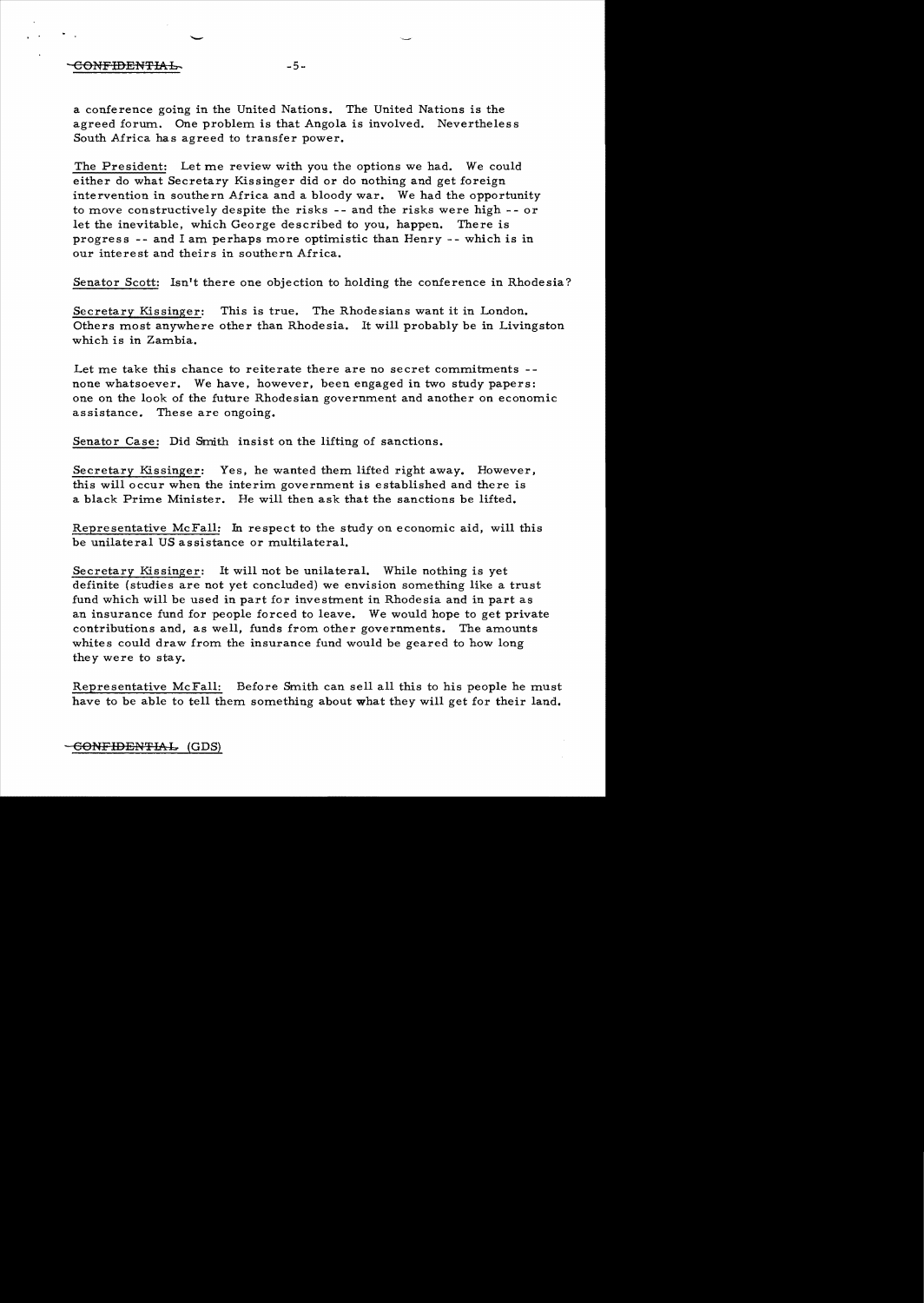a conference going in the United Nations. The United Nations is the agreed forum. One problem is that Angola is involved. Nevertheless South Africa has agreed to transfer power.

The President: Let me review with you the options we had. We could either do what Secretary Kissinger did or do nothing and get foreign intervention in southern Africa and a bloody war. We had the opportunity to move constructively despite the risks -- and the risks were high -- or let the inevitable, which George described to you, happen. There is progress -- and I am perhaps more optimistic than Henry -- which is in our interest and theirs in southern Africa.

Senator Scott: Isn't there one objection to holding the conference in Rhodesia?

Secretary Kissinger: This is true. The Rhodesians want it in London. Others most anywhere other than Rhodesia. It will probably be in Livingston which is in Zambia.

Let me take this chance to reiterate there are no secret commitments -- none whatsoever. We have, however, been engaged in two study papers: one on the look of the future Rhodesian government and another on economic assistance. These are ongoing.

Senator Case: Did Smith insist on the lifting of sanctions.

Secretary Kissinger: Yes, he wanted them lifted right away. However, this will occur when the interim government is established and there is a black Prime Minister. He will then ask that the sanctions be lifted.

Representative McFall: In respect to the study on economic aid, will this be unilateral US assistance or multilateral.

Secretary Kissinger: It will not be unilateral. While nothing is yet definite (studies are not yet concluded) we envision something like a trust fund which will be used in part for investment in Rhodesia and in part as an insurance fund for people forced to leave. We would hope to get private contributions and, as well, funds from other governments. The amounts whites could draw from the insurance fund would be geared to how long they were to stay.

Representative McFall: Before Smith can sell all this to his people he must have to be able to tell them something about what they will get for their land.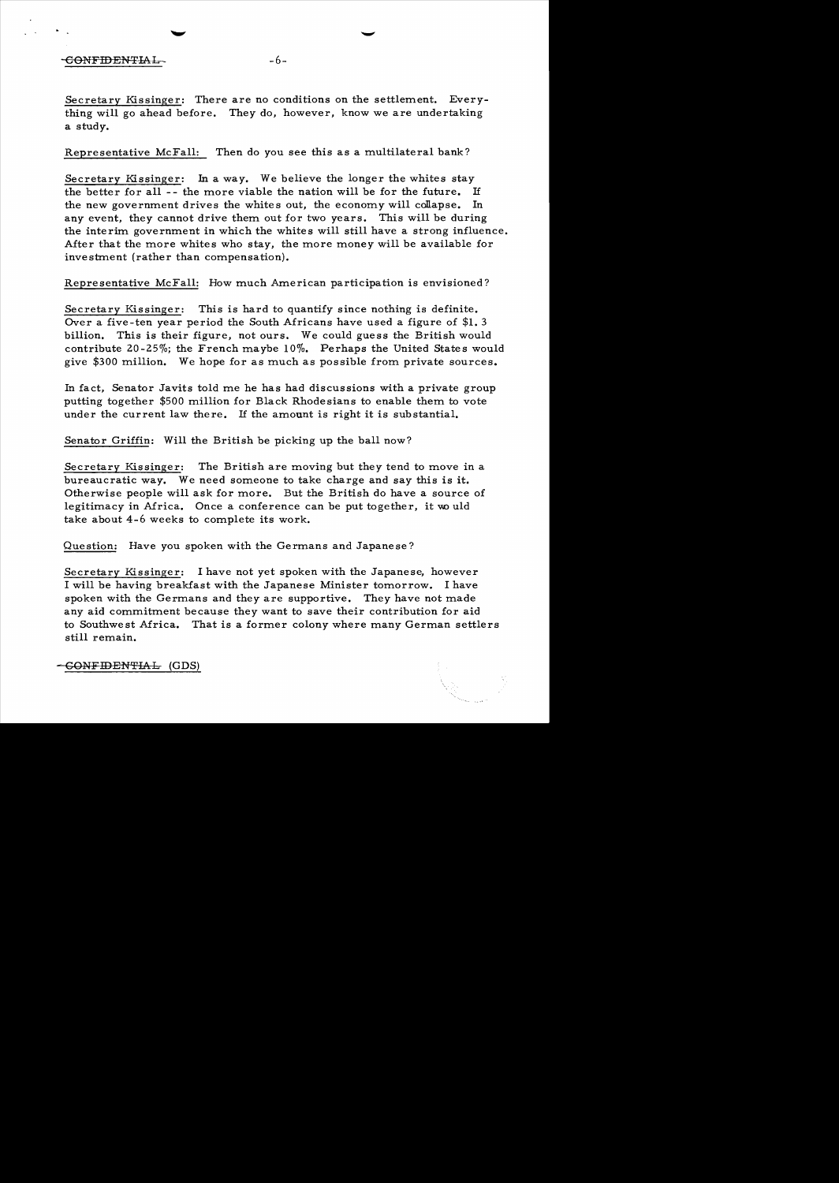Secretary Kissinger: There are no conditions on the settlement. Everything will go ahead before. They do, however, know we are undertaking a study.

Representative McFall: Then do you see this as a multilateral bank?

Secretary Kissinger: In a way. We believe the longer the whites stay the better for all -- the more viable the nation will be for the future. If the new government drives the whites out, the economy will collapse. In any event, they cannot drive them out for two years. This will be during the interim government in which the whites will still have a strong influence. After that the more whites who stay, the more money will be available for investment (rather than compensation).

Representative McFall: How much American participation is envisioned?

Secretary Kissinger: This is hard to quantify since nothing is definite. Over a five-ten year period the South Africans have used a figure of $1.3 billion. This is their figure, not ours. We could guess the British would contribute 20-25%; the French maybe 10%. Perhaps the United States would give $300 million. We hope for as much as possible from private sources.

In fact, Senator Javits told me he has had discussions with a private group putting together $500 million for Black Rhodesians to enable them to vote under the current law there. If the amount is right it is substantial.

Senator Griffin: Will the British be picking up the ball now?

Secretary Kissinger: The British are moving but they tend to move in a bureaucratic way. We need someone to take charge and say this is it. Otherwise people will ask for more. But the British do have a source of legitimacy in Africa. Once a conference can be put together, it would take about 4-6 weeks to complete its work.

Question: Have you spoken with the Germans and Japanese?

Secretary Kissinger: I have not yet spoken with the Japanese, however I will be having breakfast with the Japanese Minister tomorrow. I have spoken with the Germans and they are supportive. They have not made any aid commitment because they want to save their contribution for aid to Southwest Africa. That is a former colony where many German settlers still remain.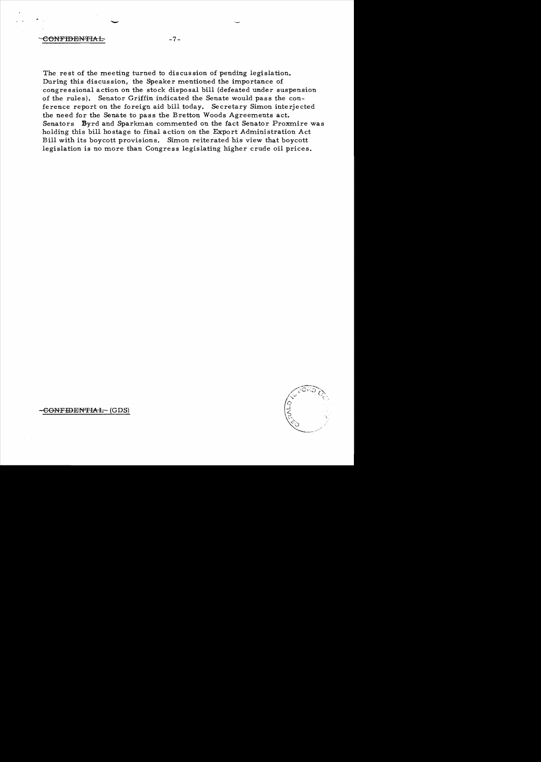The rest of the meeting turned to discussion of pending legislation. During this discussion, the Speaker mentioned the importance of congressional action on the stock disposal bill (defeated under suspension of the rules). Senator Griffin indicated the Senate would pass the conference report on the foreign aid bill today. Secretary Simon interjected the need for the Senate to pass the Bretton Woods Agreements act. Senators Byrd and Sparkman commented on the fact Senator Proxmire was holding this bill hostage to final action on the Export Administration Act Bill with its boycott provisions. Simon reiterated his view that boycott legislation is no more than Congress legislating higher crude oil prices.

~~CONFIDENTIAL~~ (GDS)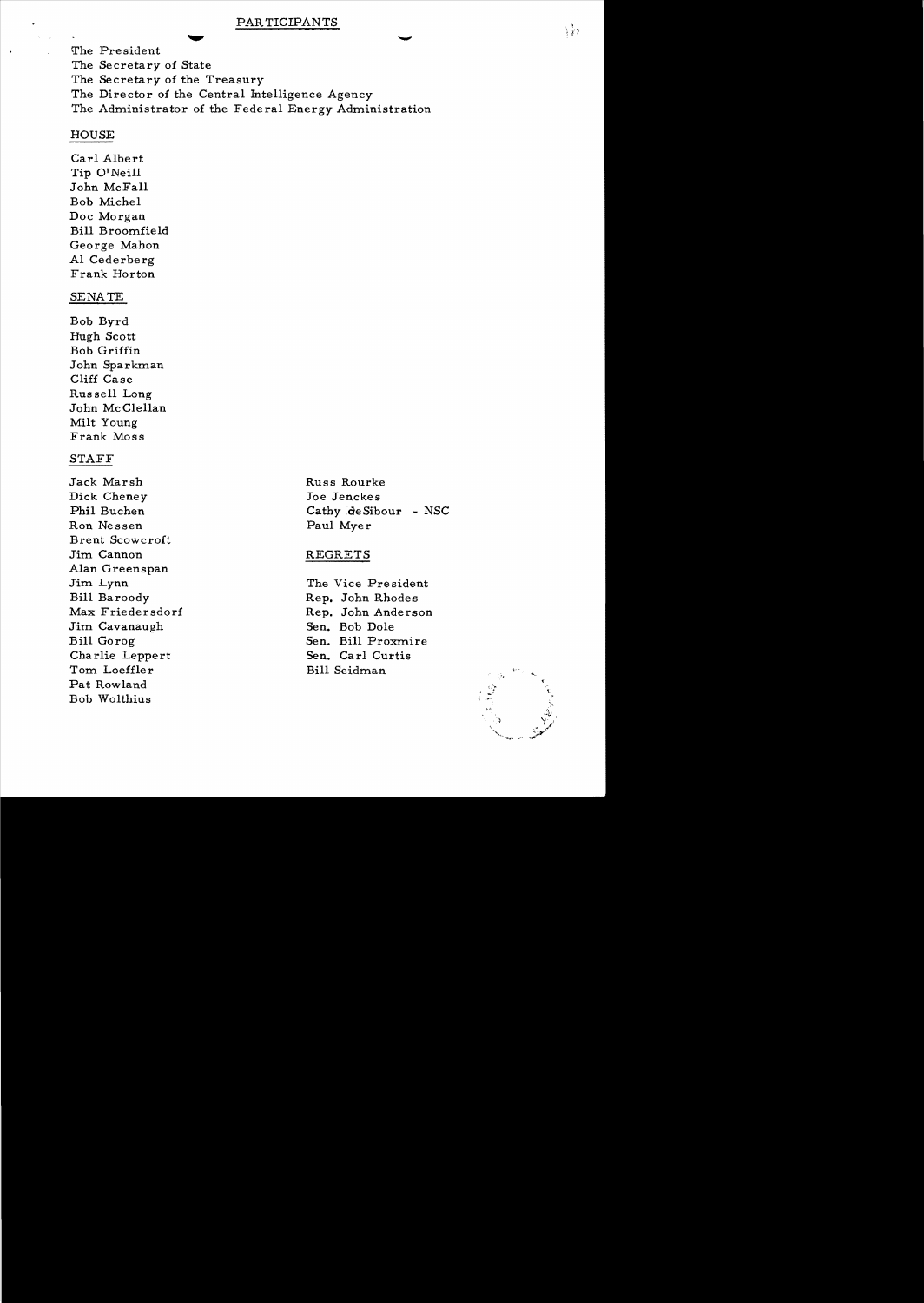# PARTICIPANTS

The President
The Secretary of State
The Secretary of the Treasury
The Director of the Central Intelligence Agency
The Administrator of the Federal Energy Administration

## HOUSE

Carl Albert
Tip O'Neill
John McFall
Bob Michel
Doc Morgan
Bill Broomfield
George Mahon
Al Cederberg
Frank Horton

## SENATE

Bob Byrd
Hugh Scott
Bob Griffin
John Sparkman
Cliff Case
Russell Long
John McClellan
Milt Young
Frank Moss

## STAFF

Jack Marsh
Dick Cheney
Phil Buchen
Ron Nessen
Brent Scowcroft
Jim Cannon
Alan Greenspan
Jim Lynn
Bill Baroody
Max Friedersdorf
Jim Cavanaugh
Bill Gorog
Charlie Leppert
Tom Loeffler
Pat Rowland
Bob Wolthius

Russ Rourke
Joe Jenckes
Cathy deSibour - NSC
Paul Myer

## REGRETS

The Vice President
Rep. John Rhodes
Rep. John Anderson
Sen. Bob Dole
Sen. Bill Proxmire
Sen. Carl Curtis
Bill Seidman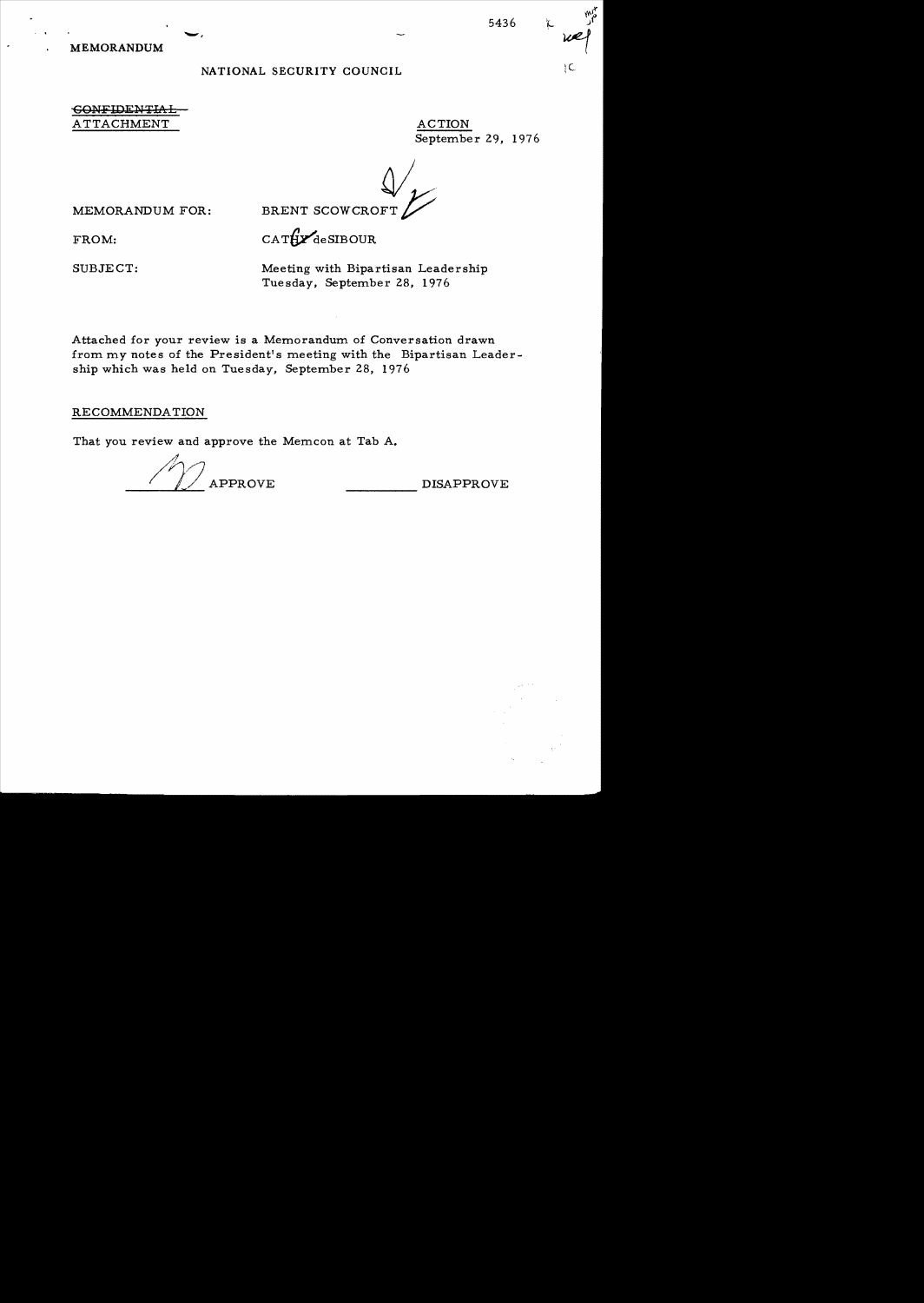MEMORANDUM

5436

NATIONAL SECURITY COUNCIL

~~CONFIDENTIAL~~
ATTACHMENT

ACTION
September 29, 1976

MEMORANDUM FOR: BRENT SCOWCROFT

FROM: CATHY deSIBOUR

SUBJECT: Meeting with Bipartisan Leadership Tuesday, September 28, 1976

Attached for your review is a Memorandum of Conversation drawn from my notes of the President's meeting with the Bipartisan Leadership which was held on Tuesday, September 28, 1976

RECOMMENDATION

That you review and approve the Memcon at Tab A.

APPROVE ______ DISAPPROVE ______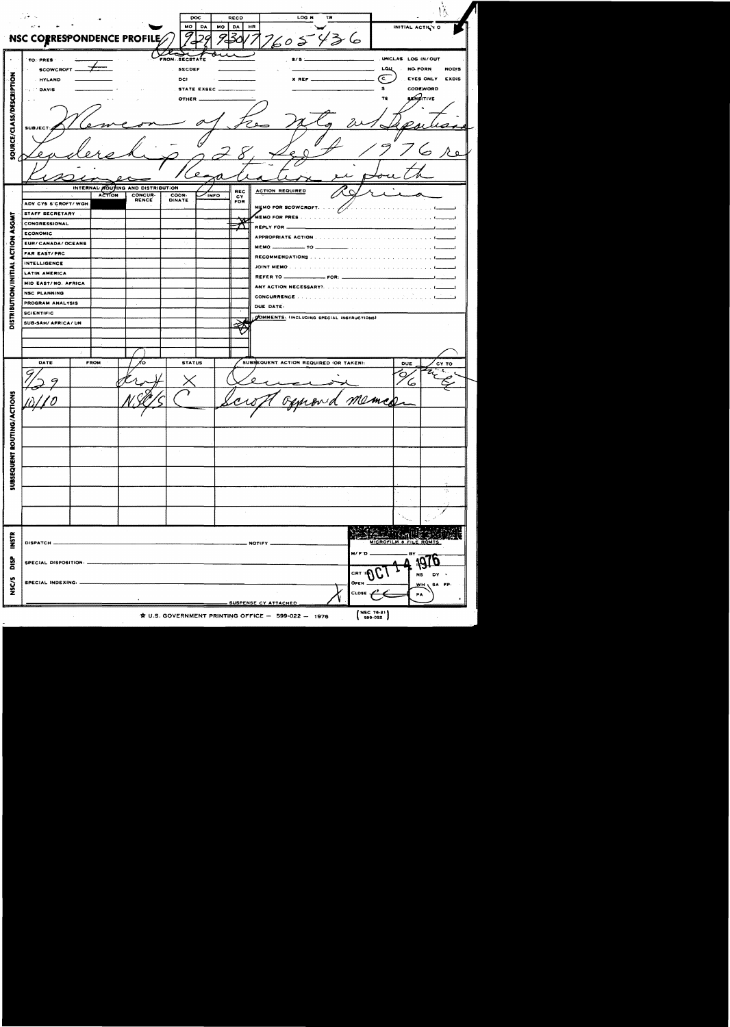# NSC CORRESPONDENCE PROFILE

| DOC MO | DOC DA | RECD MO | RECD DA | RECD HR | LOG NBR |
|---|---|---|---|---|---|
| 9 | 29 | 9 | 30 | 17 | 7605436 |

INITIAL ACTION O

**SOURCE/CLASS/DESCRIPTION**

TO: PRES
SCOWCROFT ✓
HYLAND
DAVIS

FROM: SECSTATE Kissinger
SECDEF
DCI
STATE EXSEC
OTHER

S/S
X REF

UNCLAS LOG IN/OUT
LOU NO FORN NODIS
(C) EYES ONLY EXDIS
S CODEWORD
TS SENSITIVE

SUBJECT: Memcon of Pres Mtg w/ Republican Leadership 28 Sept 1976 re Kissinger's Negotiations in South Africa

**DISTRIBUTION/INITIAL ACTION ASGMT**

| INTERNAL ROUTING AND DISTRIBUTION | ACTION | CONCURRENCE | COORDINATE | INFO | REC CY FOR |
|---|---|---|---|---|---|
| ADV CYS S'CROFT/WGH | | | | | |
| STAFF SECRETARY | | | | | |
| CONGRESSIONAL | | | | | X |
| ECONOMIC | | | | | |
| EUR/CANADA/OCEANS | | | | | |
| FAR EAST/PRC | | | | | |
| INTELLIGENCE | | | | | |
| LATIN AMERICA | | | | | |
| MID EAST/NO. AFRICA | | | | | |
| NSC PLANNING | | | | | |
| PROGRAM ANALYSIS | | | | | |
| SCIENTIFIC | | | | | |
| SUB-SAH/AFRICA/UN | | | | | X |

ACTION REQUIRED
MEMO FOR SCOWCROFT
MEMO FOR PRES
REPLY FOR
APPROPRIATE ACTION
MEMO TO
RECOMMENDATIONS
JOINT MEMO
REFER TO FOR:
ANY ACTION NECESSARY?
CONCURRENCE
DUE DATE:
COMMENTS: (INCLUDING SPECIAL INSTRUCTIONS)

**SUBSEQUENT ROUTING/ACTIONS**

| DATE | FROM | TO | STATUS | SUBSEQUENT ACTION REQUIRED (OR TAKEN): | DUE | CY TO |
|---|---|---|---|---|---|---|
| 9/29 | | Scoft | X | Concur | 10/6 | |
| 10/10 | | NSC/S | C | Scroft approved memcon | | |

DISPATCH
NOTIFY
SPECIAL DISPOSITION:
SPECIAL INDEXING:
SUSPENSE CY ATTACHED X

MICROFILM & FILE RQMTS
M/F'D BY
CRT OCT 14 1976
OPEN
CLOSE CC
NS DY
WH SA FP
PA

U.S. GOVERNMENT PRINTING OFFICE — 599-022 — 1976
NSC 76-21 599-022